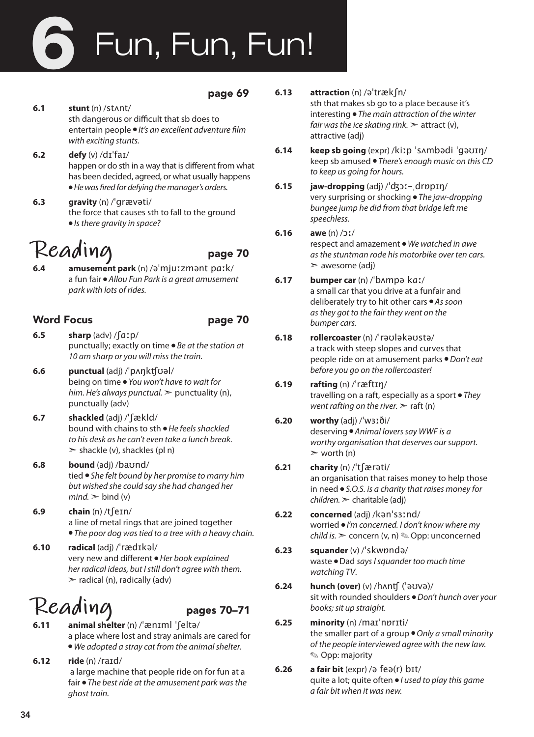# 6 Fun, Fun, Fun!

**page 69**

**6.1** **stunt** (n) /stʌnt/
sth dangerous or difficult that sb does to entertain people • *It's an excellent adventure film with exciting stunts.*

**6.2** **defy** (v) /dɪˈfaɪ/
happen or do sth in a way that is different from what has been decided, agreed, or what usually happens • *He was fired for defying the manager's orders.*

**6.3** **gravity** (n) /ˈɡrævəti/
the force that causes sth to fall to the ground • *Is there gravity in space?*

## Reading

**page 70**

**6.4** **amusement park** (n) /əˈmjuːzmənt pɑːk/
a fun fair • *Allou Fun Park is a great amusement park with lots of rides.*

### Word Focus

**page 70**

**6.5** **sharp** (adv) /ʃɑːp/
punctually; exactly on time • *Be at the station at 10 am sharp or you will miss the train.*

**6.6** **punctual** (adj) /ˈpʌŋktʃʊəl/
being on time • *You won't have to wait for him. He's always punctual.* ➣ punctuality (n), punctually (adv)

**6.7** **shackled** (adj) /ˈʃækld/
bound with chains to sth • *He feels shackled to his desk as he can't even take a lunch break.* ➣ shackle (v), shackles (pl n)

**6.8** **bound** (adj) /baʊnd/
tied • *She felt bound by her promise to marry him but wished she could say she had changed her mind.* ➣ bind (v)

**6.9** **chain** (n) /tʃeɪn/
a line of metal rings that are joined together • *The poor dog was tied to a tree with a heavy chain.*

**6.10** **radical** (adj) /ˈrædɪkəl/
very new and different • *Her book explained her radical ideas, but I still don't agree with them.* ➣ radical (n), radically (adv)

## Reading

**pages 70–71**

**6.11** **animal shelter** (n) /ˈænɪml ˈʃeltə/
a place where lost and stray animals are cared for • *We adopted a stray cat from the animal shelter.*

**6.12** **ride** (n) /raɪd/
a large machine that people ride on for fun at a fair • *The best ride at the amusement park was the ghost train.*

**6.13** **attraction** (n) /əˈtrækʃn/
sth that makes sb go to a place because it's interesting • *The main attraction of the winter fair was the ice skating rink.* ➣ attract (v), attractive (adj)

**6.14** **keep sb going** (expr) /kiːp ˈsʌmbədi ˈɡəʊɪŋ/
keep sb amused • *There's enough music on this CD to keep us going for hours.*

**6.15** **jaw-dropping** (adj) /ˈdʒɔː-ˌdrɒpɪŋ/
very surprising or shocking • *The jaw-dropping bungee jump he did from that bridge left me speechless.*

**6.16** **awe** (n) /ɔː/
respect and amazement • *We watched in awe as the stuntman rode his motorbike over ten cars.* ➣ awesome (adj)

**6.17** **bumper car** (n) /ˈbʌmpə kɑː/
a small car that you drive at a funfair and deliberately try to hit other cars • *As soon as they got to the fair they went on the bumper cars.*

**6.18** **rollercoaster** (n) /ˈrəʊləkəʊstə/
a track with steep slopes and curves that people ride on at amusement parks • *Don't eat before you go on the rollercoaster!*

**6.19** **rafting** (n) /ˈræftɪŋ/
travelling on a raft, especially as a sport • *They went rafting on the river.* ➣ raft (n)

**6.20** **worthy** (adj) /ˈwɜːði/
deserving • *Animal lovers say WWF is a worthy organisation that deserves our support.* ➣ worth (n)

**6.21** **charity** (n) /ˈtʃærəti/
an organisation that raises money to help those in need • *S.O.S. is a charity that raises money for children.* ➣ charitable (adj)

**6.22** **concerned** (adj) /kənˈsɜːnd/
worried • *I'm concerned. I don't know where my child is.* ➣ concern (v, n) ✎ Opp: unconcerned

**6.23** **squander** (v) /ˈskwɒndə/
waste • Dad *says I squander too much time watching TV*.

**6.24** **hunch (over)** (v) /hʌntʃ (ˈəʊvə)/
sit with rounded shoulders • *Don't hunch over your books; sit up straight.*

**6.25** **minority** (n) /maɪˈnɒrɪti/
the smaller part of a group • *Only a small minority of the people interviewed agree with the new law.* ✎ Opp: majority

**6.26** **a fair bit** (expr) /ə feə(r) bɪt/
quite a lot; quite often • *I used to play this game a fair bit when it was new.*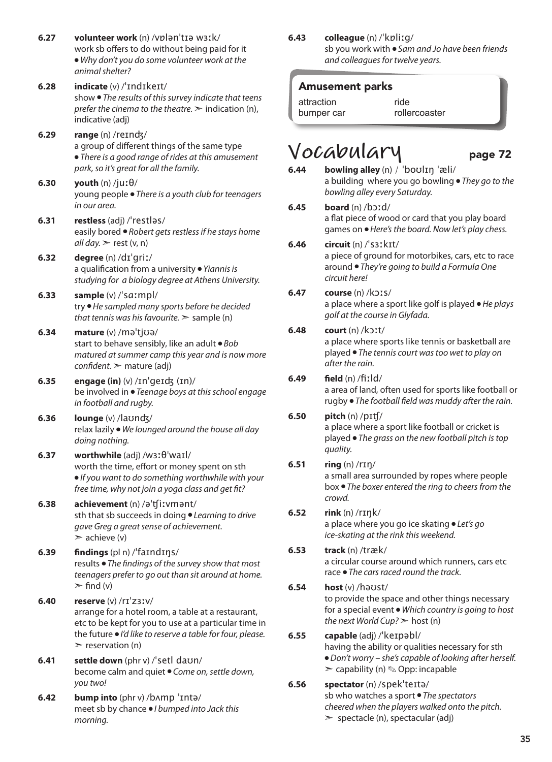**6.27** **volunteer work** (n) /vɒlənˈtɪə wɜːk/
work sb offers to do without being paid for it • *Why don't you do some volunteer work at the animal shelter?*

**6.28** **indicate** (v) /ˈɪndɪkeɪt/
show • *The results of this survey indicate that teens prefer the cinema to the theatre.* ➢ indication (n), indicative (adj)

**6.29** **range** (n) /reɪndʒ/
a group of different things of the same type • *There is a good range of rides at this amusement park, so it's great for all the family.*

**6.30** **youth** (n) /juːθ/
young people • *There is a youth club for teenagers in our area.*

**6.31** **restless** (adj) /ˈrestləs/
easily bored • *Robert gets restless if he stays home all day.* ➢ rest (v, n)

**6.32** **degree** (n) /dɪˈɡriː/
a qualification from a university • *Yiannis is studying for a biology degree at Athens University.*

**6.33** **sample** (v) /ˈsɑːmpl/
try • *He sampled many sports before he decided that tennis was his favourite.* ➢ sample (n)

**6.34** **mature** (v) /məˈtjʊə/
start to behave sensibly, like an adult • *Bob matured at summer camp this year and is now more confident.* ➢ mature (adj)

**6.35** **engage (in)** (v) /ɪnˈɡeɪdʒ (ɪn)/
be involved in • *Teenage boys at this school engage in football and rugby.*

**6.36** **lounge** (v) /laʊndʒ/
relax lazily • *We lounged around the house all day doing nothing.*

**6.37** **worthwhile** (adj) /wɜːθˈwaɪl/
worth the time, effort or money spent on sth • *If you want to do something worthwhile with your free time, why not join a yoga class and get fit?*

**6.38** **achievement** (n) /əˈtʃiːvmənt/
sth that sb succeeds in doing • *Learning to drive gave Greg a great sense of achievement.* ➢ achieve (v)

**6.39** **findings** (pl n) /ˈfaɪndɪŋs/
results • *The findings of the survey show that most teenagers prefer to go out than sit around at home.* ➢ find (v)

**6.40** **reserve** (v) /rɪˈzɜːv/
arrange for a hotel room, a table at a restaurant, etc to be kept for you to use at a particular time in the future • *I'd like to reserve a table for four, please.* ➢ reservation (n)

**6.41** **settle down** (phr v) /ˈsetl daʊn/
become calm and quiet • *Come on, settle down, you two!*

**6.42** **bump into** (phr v) /bʌmp ˈɪntə/
meet sb by chance • *I bumped into Jack this morning.*

**6.43** **colleague** (n) /ˈkɒliːɡ/
sb you work with • *Sam and Jo have been friends and colleagues for twelve years.*

### Amusement parks

| | |
|---|---|
| attraction | ride |
| bumper car | rollercoaster |

## Vocabulary page 72

**6.44** **bowling alley** (n) / ˈboʊlɪŋ ˈæli/
a building where you go bowling • *They go to the bowling alley every Saturday.*

**6.45** **board** (n) /bɔːd/
a flat piece of wood or card that you play board games on • *Here's the board. Now let's play chess.*

**6.46** **circuit** (n) /ˈsɜːkɪt/
a piece of ground for motorbikes, cars, etc to race around • *They're going to build a Formula One circuit here!*

**6.47** **course** (n) /kɔːs/
a place where a sport like golf is played • *He plays golf at the course in Glyfada.*

**6.48** **court** (n) /kɔːt/
a place where sports like tennis or basketball are played • *The tennis court was too wet to play on after the rain.*

**6.49** **field** (n) /fiːld/
a area of land, often used for sports like football or rugby • *The football field was muddy after the rain.*

**6.50** **pitch** (n) /pɪtʃ/
a place where a sport like football or cricket is played • *The grass on the new football pitch is top quality.*

**6.51** **ring** (n) /rɪŋ/
a small area surrounded by ropes where people box • *The boxer entered the ring to cheers from the crowd.*

**6.52** **rink** (n) /rɪŋk/
a place where you go ice skating • *Let's go ice-skating at the rink this weekend.*

**6.53** **track** (n) /træk/
a circular course around which runners, cars etc race • *The cars raced round the track.*

**6.54** **host** (v) /həʊst/
to provide the space and other things necessary for a special event • *Which country is going to host the next World Cup?* ➢ host (n)

**6.55** **capable** (adj) /ˈkeɪpəbl/
having the ability or qualities necessary for sth • *Don't worry – she's capable of looking after herself.* ➢ capability (n) ✎ Opp: incapable

**6.56** **spectator** (n) /spekˈteɪtə/
sb who watches a sport • *The spectators cheered when the players walked onto the pitch.* ➢ spectacle (n), spectacular (adj)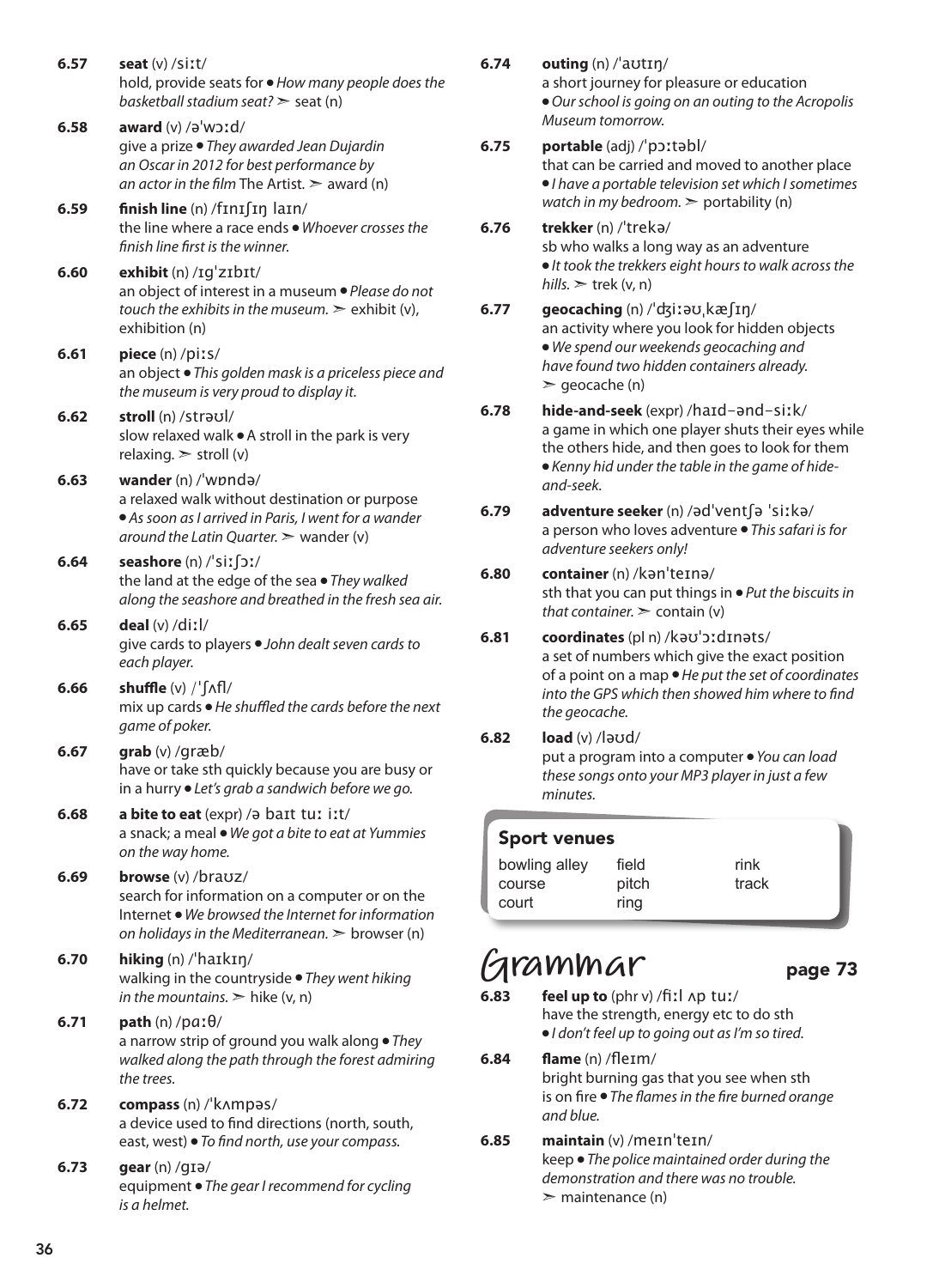**6.57** **seat** (v) /siːt/
hold, provide seats for • *How many people does the basketball stadium seat?* ➢ seat (n)

**6.58** **award** (v) /əˈwɔːd/
give a prize • *They awarded Jean Dujardin an Oscar in 2012 for best performance by an actor in the film* The Artist. ➢ award (n)

**6.59** **finish line** (n) /fɪnɪʃɪŋ laɪn/
the line where a race ends • *Whoever crosses the finish line first is the winner.*

**6.60** **exhibit** (n) /ɪɡˈzɪbɪt/
an object of interest in a museum • *Please do not touch the exhibits in the museum.* ➢ exhibit (v), exhibition (n)

**6.61** **piece** (n) /piːs/
an object • *This golden mask is a priceless piece and the museum is very proud to display it.*

**6.62** **stroll** (n) /strəʊl/
slow relaxed walk • A stroll in the park is very relaxing. ➢ stroll (v)

**6.63** **wander** (n) /ˈwɒndə/
a relaxed walk without destination or purpose • *As soon as I arrived in Paris, I went for a wander around the Latin Quarter.* ➢ wander (v)

**6.64** **seashore** (n) /ˈsiːʃɔː/
the land at the edge of the sea • *They walked along the seashore and breathed in the fresh sea air.*

**6.65** **deal** (v) /diːl/
give cards to players • *John dealt seven cards to each player.*

**6.66** **shuffle** (v) /ˈʃʌfl/
mix up cards • *He shuffled the cards before the next game of poker.*

**6.67** **grab** (v) /ɡræb/
have or take sth quickly because you are busy or in a hurry • *Let's grab a sandwich before we go.*

**6.68** **a bite to eat** (expr) /ə baɪt tuː iːt/
a snack; a meal • *We got a bite to eat at Yummies on the way home.*

**6.69** **browse** (v) /braʊz/
search for information on a computer or on the Internet • *We browsed the Internet for information on holidays in the Mediterranean.* ➢ browser (n)

**6.70** **hiking** (n) /ˈhaɪkɪŋ/
walking in the countryside • *They went hiking in the mountains.* ➢ hike (v, n)

**6.71** **path** (n) /pɑːθ/
a narrow strip of ground you walk along • *They walked along the path through the forest admiring the trees.*

**6.72** **compass** (n) /ˈkʌmpəs/
a device used to find directions (north, south, east, west) • *To find north, use your compass.*

**6.73** **gear** (n) /ɡɪə/
equipment • *The gear I recommend for cycling is a helmet.*

**6.74** **outing** (n) /ˈaʊtɪŋ/
a short journey for pleasure or education • *Our school is going on an outing to the Acropolis Museum tomorrow.*

**6.75** **portable** (adj) /ˈpɔːtəbl/
that can be carried and moved to another place • *I have a portable television set which I sometimes watch in my bedroom.* ➢ portability (n)

**6.76** **trekker** (n) /ˈtrekə/
sb who walks a long way as an adventure • *It took the trekkers eight hours to walk across the hills.* ➢ trek (v, n)

**6.77** **geocaching** (n) /ˈdʒiːəʊˌkæʃɪŋ/
an activity where you look for hidden objects • *We spend our weekends geocaching and have found two hidden containers already.* ➢ geocache (n)

**6.78** **hide-and-seek** (expr) /haɪd-ənd-siːk/
a game in which one player shuts their eyes while the others hide, and then goes to look for them • *Kenny hid under the table in the game of hide-and-seek.*

**6.79** **adventure seeker** (n) /ədˈventʃə ˈsiːkə/
a person who loves adventure • *This safari is for adventure seekers only!*

**6.80** **container** (n) /kənˈteɪnə/
sth that you can put things in • *Put the biscuits in that container.* ➢ contain (v)

**6.81** **coordinates** (pl n) /kəʊˈɔːdɪnəts/
a set of numbers which give the exact position of a point on a map • *He put the set of coordinates into the GPS which then showed him where to find the geocache.*

**6.82** **load** (v) /ləʊd/
put a program into a computer • *You can load these songs onto your MP3 player in just a few minutes.*

### Sport venues

| | | |
|---|---|---|
| bowling alley | field | rink |
| course | pitch | track |
| court | ring | |

## Grammar — page 73

**6.83** **feel up to** (phr v) /fiːl ʌp tuː/
have the strength, energy etc to do sth • *I don't feel up to going out as I'm so tired.*

**6.84** **flame** (n) /fleɪm/
bright burning gas that you see when sth is on fire • *The flames in the fire burned orange and blue.*

**6.85** **maintain** (v) /meɪnˈteɪn/
keep • *The police maintained order during the demonstration and there was no trouble.* ➢ maintenance (n)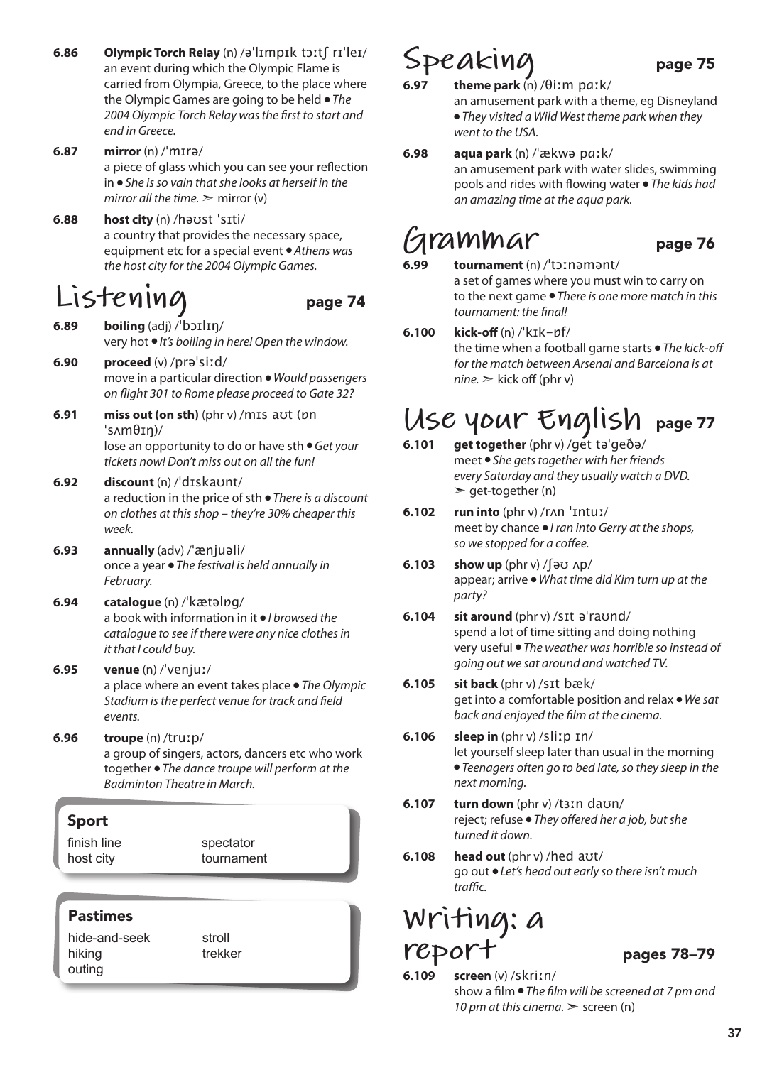**6.86** **Olympic Torch Relay** (n) /əˈlɪmpɪk tɔːtʃ rɪˈleɪ/
an event during which the Olympic Flame is carried from Olympia, Greece, to the place where the Olympic Games are going to be held ● *The 2004 Olympic Torch Relay was the first to start and end in Greece.*

**6.87** **mirror** (n) /ˈmɪrə/
a piece of glass which you can see your reflection in ● *She is so vain that she looks at herself in the mirror all the time.* ➢ mirror (v)

**6.88** **host city** (n) /həʊst ˈsɪti/
a country that provides the necessary space, equipment etc for a special event ● *Athens was the host city for the 2004 Olympic Games.*

# Listening — page 74

**6.89** **boiling** (adj) /ˈbɔɪlɪŋ/
very hot ● *It's boiling in here! Open the window.*

**6.90** **proceed** (v) /prəˈsiːd/
move in a particular direction ● *Would passengers on flight 301 to Rome please proceed to Gate 32?*

**6.91** **miss out (on sth)** (phr v) /mɪs aʊt (ɒn ˈsʌmθɪŋ)/
lose an opportunity to do or have sth ● *Get your tickets now! Don't miss out on all the fun!*

**6.92** **discount** (n) /ˈdɪskaʊnt/
a reduction in the price of sth ● *There is a discount on clothes at this shop – they're 30% cheaper this week.*

**6.93** **annually** (adv) /ˈænjuəli/
once a year ● *The festival is held annually in February.*

**6.94** **catalogue** (n) /ˈkætəlɒg/
a book with information in it ● *I browsed the catalogue to see if there were any nice clothes in it that I could buy.*

**6.95** **venue** (n) /ˈvenjuː/
a place where an event takes place ● *The Olympic Stadium is the perfect venue for track and field events.*

**6.96** **troupe** (n) /truːp/
a group of singers, actors, dancers etc who work together ● *The dance troupe will perform at the Badminton Theatre in March.*

**Sport**

| | |
|---|---|
| finish line | spectator |
| host city | tournament |

**Pastimes**

| | |
|---|---|
| hide-and-seek | stroll |
| hiking | trekker |
| outing | |

# Speaking — page 75

**6.97** **theme park** (n) /θiːm pɑːk/
an amusement park with a theme, eg Disneyland ● *They visited a Wild West theme park when they went to the USA.*

**6.98** **aqua park** (n) /ˈækwə pɑːk/
an amusement park with water slides, swimming pools and rides with flowing water ● *The kids had an amazing time at the aqua park.*

# Grammar — page 76

**6.99** **tournament** (n) /ˈtɔːnəmənt/
a set of games where you must win to carry on to the next game ● *There is one more match in this tournament: the final!*

**6.100** **kick-off** (n) /ˈkɪk-ɒf/
the time when a football game starts ● *The kick-off for the match between Arsenal and Barcelona is at nine.* ➢ kick off (phr v)

# Use your English — page 77

**6.101** **get together** (phr v) /get təˈgeðə/
meet ● *She gets together with her friends every Saturday and they usually watch a DVD.* ➢ get-together (n)

**6.102** **run into** (phr v) /rʌn ˈɪntuː/
meet by chance ● *I ran into Gerry at the shops, so we stopped for a coffee.*

**6.103** **show up** (phr v) /ʃəʊ ʌp/
appear; arrive ● *What time did Kim turn up at the party?*

**6.104** **sit around** (phr v) /sɪt əˈraʊnd/
spend a lot of time sitting and doing nothing very useful ● *The weather was horrible so instead of going out we sat around and watched TV.*

**6.105** **sit back** (phr v) /sɪt bæk/
get into a comfortable position and relax ● *We sat back and enjoyed the film at the cinema.*

**6.106** **sleep in** (phr v) /sliːp ɪn/
let yourself sleep later than usual in the morning ● *Teenagers often go to bed late, so they sleep in the next morning.*

**6.107** **turn down** (phr v) /tɜːn daʊn/
reject; refuse ● *They offered her a job, but she turned it down.*

**6.108** **head out** (phr v) /hed aʊt/
go out ● *Let's head out early so there isn't much traffic.*

# Writing: a report — pages 78–79

**6.109** **screen** (v) /skriːn/
show a film ● *The film will be screened at 7 pm and 10 pm at this cinema.* ➢ screen (n)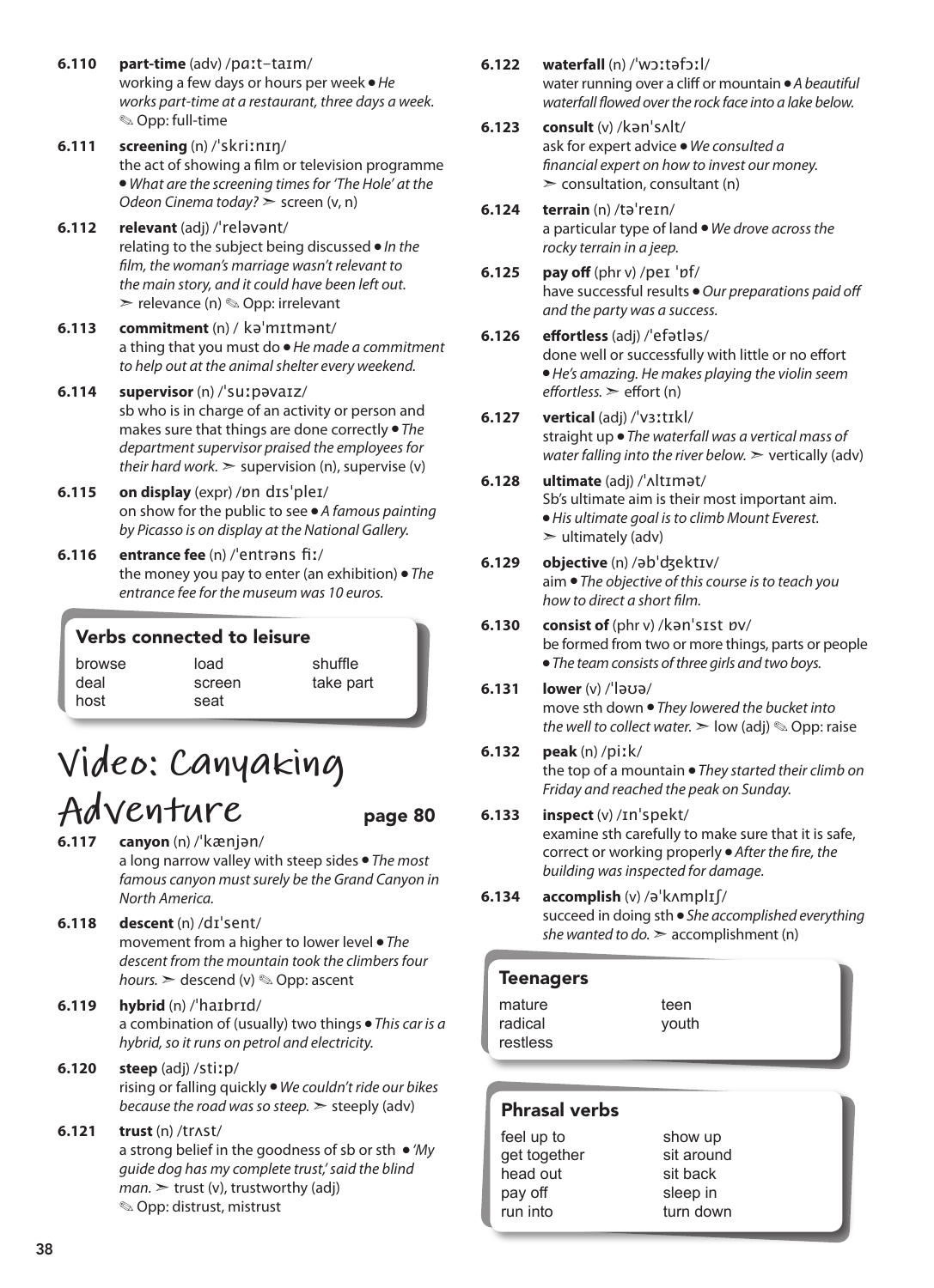**6.110** **part-time** (adv) /pɑːt-taɪm/
working a few days or hours per week • *He works part-time at a restaurant, three days a week.* ✎ Opp: full-time

**6.111** **screening** (n) /ˈskriːnɪŋ/
the act of showing a film or television programme • *What are the screening times for 'The Hole' at the Odeon Cinema today?* ➣ screen (v, n)

**6.112** **relevant** (adj) /ˈreləvənt/
relating to the subject being discussed • *In the film, the woman's marriage wasn't relevant to the main story, and it could have been left out.* ➣ relevance (n) ✎ Opp: irrelevant

**6.113** **commitment** (n) / kəˈmɪtmənt/
a thing that you must do • *He made a commitment to help out at the animal shelter every weekend.*

**6.114** **supervisor** (n) /ˈsuːpəvaɪz/
sb who is in charge of an activity or person and makes sure that things are done correctly • *The department supervisor praised the employees for their hard work.* ➣ supervision (n), supervise (v)

**6.115** **on display** (expr) /ɒn dɪsˈpleɪ/
on show for the public to see • *A famous painting by Picasso is on display at the National Gallery.*

**6.116** **entrance fee** (n) /ˈentrəns fiː/
the money you pay to enter (an exhibition) • *The entrance fee for the museum was 10 euros.*

### Verbs connected to leisure

| | | |
|---|---|---|
| browse | load | shuffle |
| deal | screen | take part |
| host | seat | |

# Video: Canyaking Adventure

page 80

**6.117** **canyon** (n) /ˈkænjən/
a long narrow valley with steep sides • *The most famous canyon must surely be the Grand Canyon in North America.*

**6.118** **descent** (n) /dɪˈsent/
movement from a higher to lower level • *The descent from the mountain took the climbers four hours.* ➣ descend (v) ✎ Opp: ascent

**6.119** **hybrid** (n) /ˈhaɪbrɪd/
a combination of (usually) two things • *This car is a hybrid, so it runs on petrol and electricity.*

**6.120** **steep** (adj) /stiːp/
rising or falling quickly • *We couldn't ride our bikes because the road was so steep.* ➣ steeply (adv)

**6.121** **trust** (n) /trʌst/
a strong belief in the goodness of sb or sth • *'My guide dog has my complete trust,' said the blind man.* ➣ trust (v), trustworthy (adj) ✎ Opp: distrust, mistrust

**6.122** **waterfall** (n) /ˈwɔːtəfɔːl/
water running over a cliff or mountain • *A beautiful waterfall flowed over the rock face into a lake below.*

**6.123** **consult** (v) /kənˈsʌlt/
ask for expert advice • *We consulted a financial expert on how to invest our money.* ➣ consultation, consultant (n)

**6.124** **terrain** (n) /təˈreɪn/
a particular type of land • *We drove across the rocky terrain in a jeep.*

**6.125** **pay off** (phr v) /peɪ ˈɒf/
have successful results • *Our preparations paid off and the party was a success.*

**6.126** **effortless** (adj) /ˈefətləs/
done well or successfully with little or no effort • *He's amazing. He makes playing the violin seem effortless.* ➣ effort (n)

**6.127** **vertical** (adj) /ˈvɜːtɪkl/
straight up • *The waterfall was a vertical mass of water falling into the river below.* ➣ vertically (adv)

**6.128** **ultimate** (adj) /ˈʌltɪmət/
Sb's ultimate aim is their most important aim. • *His ultimate goal is to climb Mount Everest.* ➣ ultimately (adv)

**6.129** **objective** (n) /əbˈdʒektɪv/
aim • *The objective of this course is to teach you how to direct a short film.*

**6.130** **consist of** (phr v) /kənˈsɪst ɒv/
be formed from two or more things, parts or people • *The team consists of three girls and two boys.*

**6.131** **lower** (v) /ˈləʊə/
move sth down • *They lowered the bucket into the well to collect water.* ➣ low (adj) ✎ Opp: raise

**6.132** **peak** (n) /piːk/
the top of a mountain • *They started their climb on Friday and reached the peak on Sunday.*

**6.133** **inspect** (v) /ɪnˈspekt/
examine sth carefully to make sure that it is safe, correct or working properly • *After the fire, the building was inspected for damage.*

**6.134** **accomplish** (v) /əˈkʌmplɪʃ/
succeed in doing sth • *She accomplished everything she wanted to do.* ➣ accomplishment (n)

### Teenagers

| | |
|---|---|
| mature | teen |
| radical | youth |
| restless | |

### Phrasal verbs

| | |
|---|---|
| feel up to | show up |
| get together | sit around |
| head out | sit back |
| pay off | sleep in |
| run into | turn down |